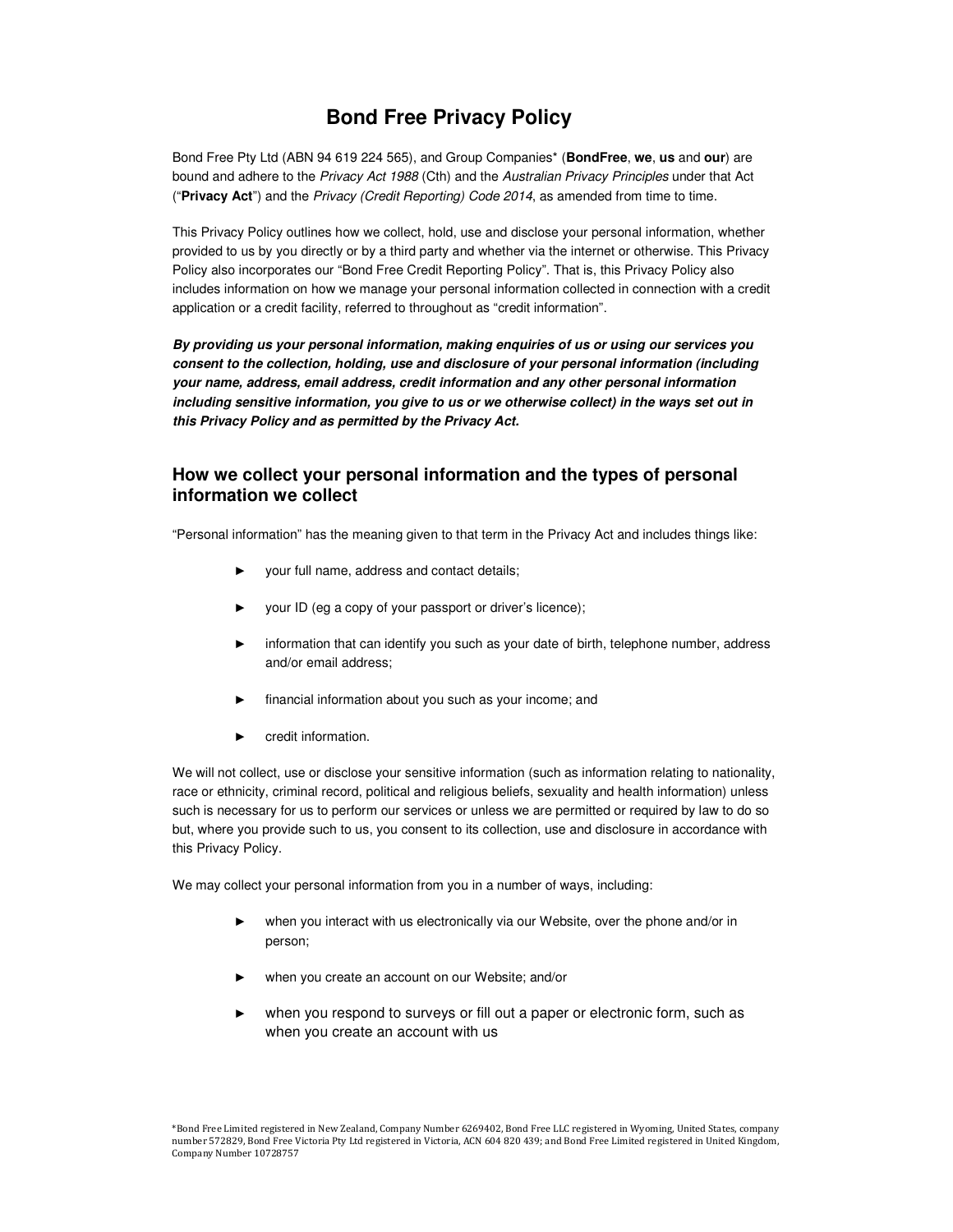# Bond Free Privacy Policy

Bond Free Pty Ltd (ABN 94 619 224 565), and Group Companies* (**BondFree**, **we**, **us** and **our**) are bound and adhere to the *Privacy Act 1988* (Cth) and the *Australian Privacy Principles* under that Act ("**Privacy Act**") and the *Privacy (Credit Reporting) Code 2014*, as amended from time to time.

This Privacy Policy outlines how we collect, hold, use and disclose your personal information, whether provided to us by you directly or by a third party and whether via the internet or otherwise. This Privacy Policy also incorporates our "Bond Free Credit Reporting Policy". That is, this Privacy Policy also includes information on how we manage your personal information collected in connection with a credit application or a credit facility, referred to throughout as "credit information".

***By providing us your personal information, making enquiries of us or using our services you consent to the collection, holding, use and disclosure of your personal information (including your name, address, email address, credit information and any other personal information including sensitive information, you give to us or we otherwise collect) in the ways set out in this Privacy Policy and as permitted by the Privacy Act.***

## How we collect your personal information and the types of personal information we collect

"Personal information" has the meaning given to that term in the Privacy Act and includes things like:

- your full name, address and contact details;
- your ID (eg a copy of your passport or driver's licence);
- information that can identify you such as your date of birth, telephone number, address and/or email address;
- financial information about you such as your income; and
- credit information.

We will not collect, use or disclose your sensitive information (such as information relating to nationality, race or ethnicity, criminal record, political and religious beliefs, sexuality and health information) unless such is necessary for us to perform our services or unless we are permitted or required by law to do so but, where you provide such to us, you consent to its collection, use and disclosure in accordance with this Privacy Policy.

We may collect your personal information from you in a number of ways, including:

- when you interact with us electronically via our Website, over the phone and/or in person;
- when you create an account on our Website; and/or
- when you respond to surveys or fill out a paper or electronic form, such as when you create an account with us

*Bond Free Limited registered in New Zealand, Company Number 6269402, Bond Free LLC registered in Wyoming, United States, company number 572829, Bond Free Victoria Pty Ltd registered in Victoria, ACN 604 820 439; and Bond Free Limited registered in United Kingdom, Company Number 10728757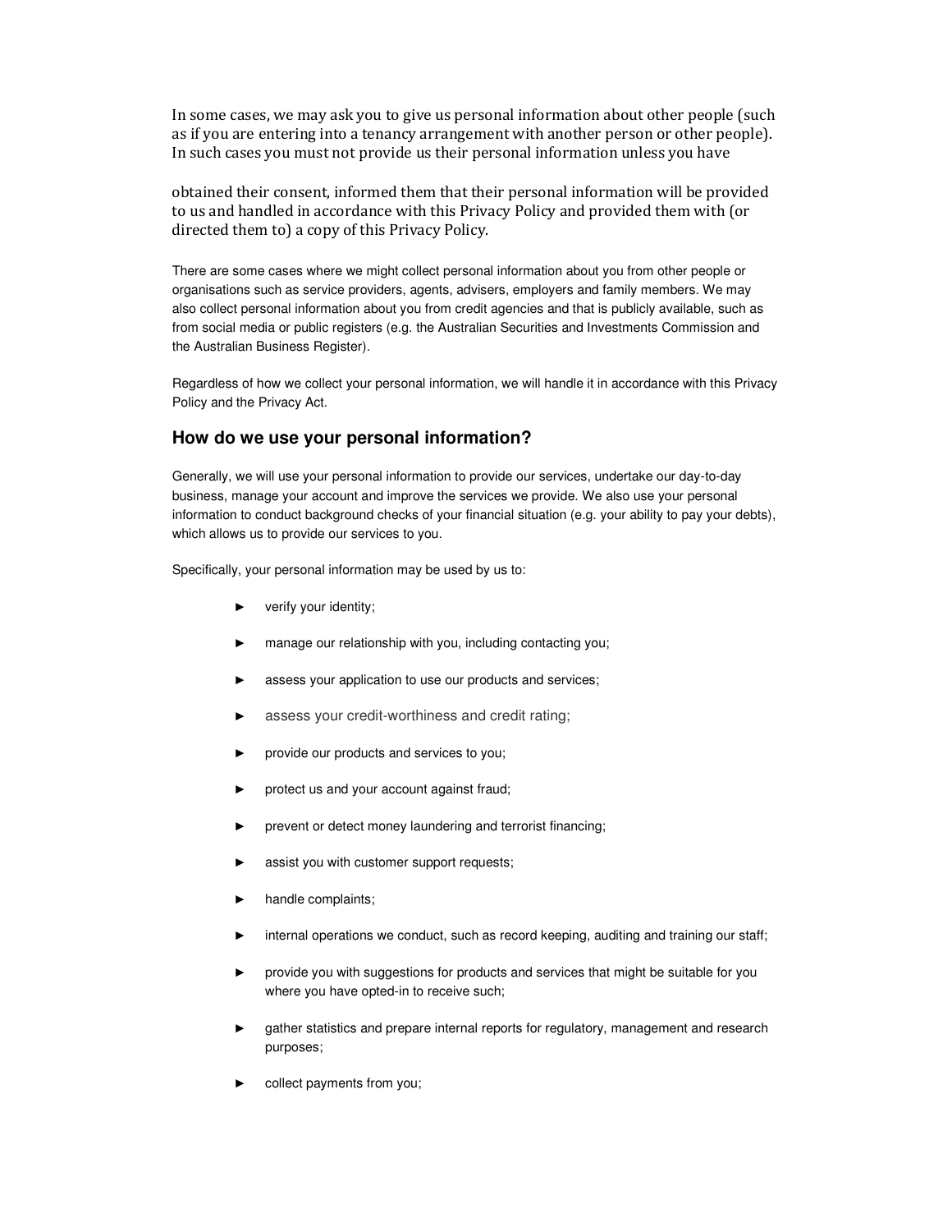In some cases, we may ask you to give us personal information about other people (such as if you are entering into a tenancy arrangement with another person or other people). In such cases you must not provide us their personal information unless you have

obtained their consent, informed them that their personal information will be provided to us and handled in accordance with this Privacy Policy and provided them with (or directed them to) a copy of this Privacy Policy.

There are some cases where we might collect personal information about you from other people or organisations such as service providers, agents, advisers, employers and family members. We may also collect personal information about you from credit agencies and that is publicly available, such as from social media or public registers (e.g. the Australian Securities and Investments Commission and the Australian Business Register).

Regardless of how we collect your personal information, we will handle it in accordance with this Privacy Policy and the Privacy Act.

## How do we use your personal information?

Generally, we will use your personal information to provide our services, undertake our day-to-day business, manage your account and improve the services we provide. We also use your personal information to conduct background checks of your financial situation (e.g. your ability to pay your debts), which allows us to provide our services to you.

Specifically, your personal information may be used by us to:

- verify your identity;
- manage our relationship with you, including contacting you;
- assess your application to use our products and services;
- assess your credit-worthiness and credit rating;
- provide our products and services to you;
- protect us and your account against fraud;
- prevent or detect money laundering and terrorist financing;
- assist you with customer support requests;
- handle complaints;
- internal operations we conduct, such as record keeping, auditing and training our staff;
- provide you with suggestions for products and services that might be suitable for you where you have opted-in to receive such;
- gather statistics and prepare internal reports for regulatory, management and research purposes;
- collect payments from you;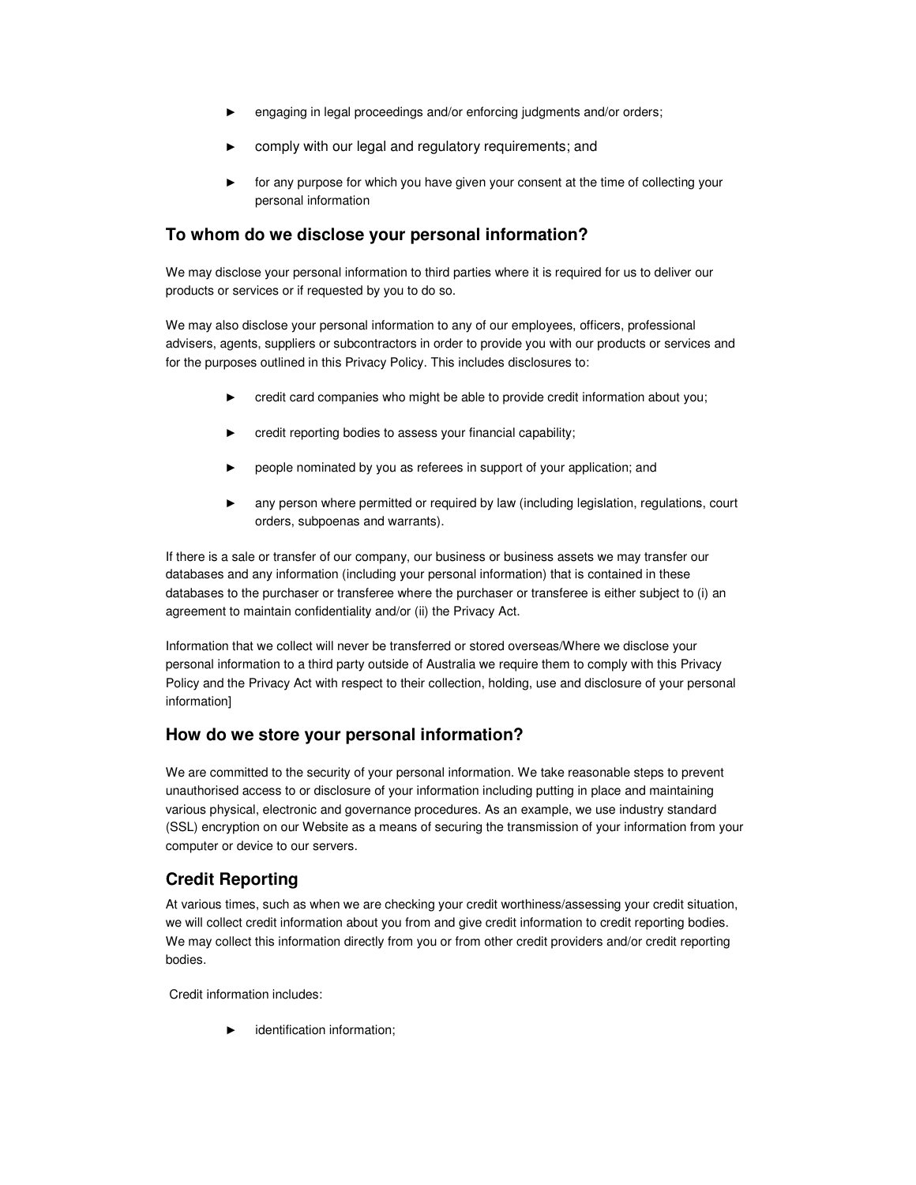- engaging in legal proceedings and/or enforcing judgments and/or orders;
- comply with our legal and regulatory requirements; and
- for any purpose for which you have given your consent at the time of collecting your personal information

## To whom do we disclose your personal information?

We may disclose your personal information to third parties where it is required for us to deliver our products or services or if requested by you to do so.

We may also disclose your personal information to any of our employees, officers, professional advisers, agents, suppliers or subcontractors in order to provide you with our products or services and for the purposes outlined in this Privacy Policy. This includes disclosures to:

- credit card companies who might be able to provide credit information about you;
- credit reporting bodies to assess your financial capability;
- people nominated by you as referees in support of your application; and
- any person where permitted or required by law (including legislation, regulations, court orders, subpoenas and warrants).

If there is a sale or transfer of our company, our business or business assets we may transfer our databases and any information (including your personal information) that is contained in these databases to the purchaser or transferee where the purchaser or transferee is either subject to (i) an agreement to maintain confidentiality and/or (ii) the Privacy Act.

Information that we collect will never be transferred or stored overseas/Where we disclose your personal information to a third party outside of Australia we require them to comply with this Privacy Policy and the Privacy Act with respect to their collection, holding, use and disclosure of your personal information]

## How do we store your personal information?

We are committed to the security of your personal information. We take reasonable steps to prevent unauthorised access to or disclosure of your information including putting in place and maintaining various physical, electronic and governance procedures. As an example, we use industry standard (SSL) encryption on our Website as a means of securing the transmission of your information from your computer or device to our servers.

## Credit Reporting

At various times, such as when we are checking your credit worthiness/assessing your credit situation, we will collect credit information about you from and give credit information to credit reporting bodies. We may collect this information directly from you or from other credit providers and/or credit reporting bodies.

Credit information includes:

- identification information;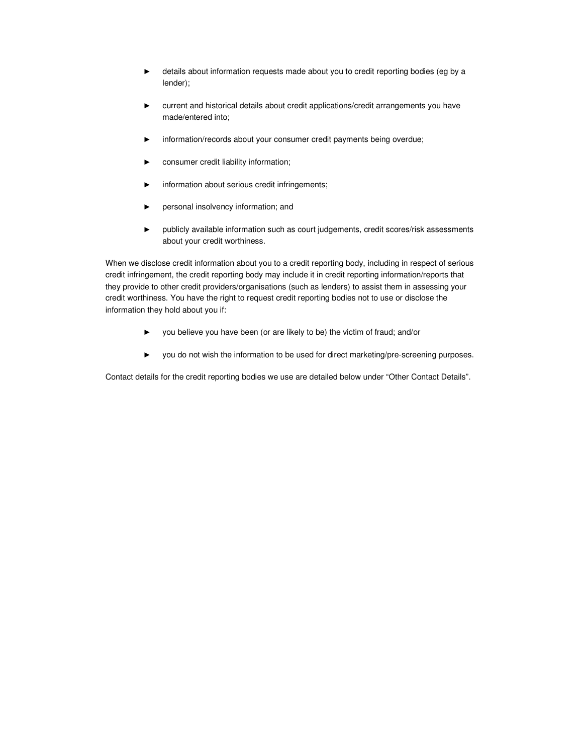- details about information requests made about you to credit reporting bodies (eg by a lender);
- current and historical details about credit applications/credit arrangements you have made/entered into;
- information/records about your consumer credit payments being overdue;
- consumer credit liability information;
- information about serious credit infringements;
- personal insolvency information; and
- publicly available information such as court judgements, credit scores/risk assessments about your credit worthiness.

When we disclose credit information about you to a credit reporting body, including in respect of serious credit infringement, the credit reporting body may include it in credit reporting information/reports that they provide to other credit providers/organisations (such as lenders) to assist them in assessing your credit worthiness. You have the right to request credit reporting bodies not to use or disclose the information they hold about you if:

- you believe you have been (or are likely to be) the victim of fraud; and/or
- you do not wish the information to be used for direct marketing/pre-screening purposes.

Contact details for the credit reporting bodies we use are detailed below under "Other Contact Details".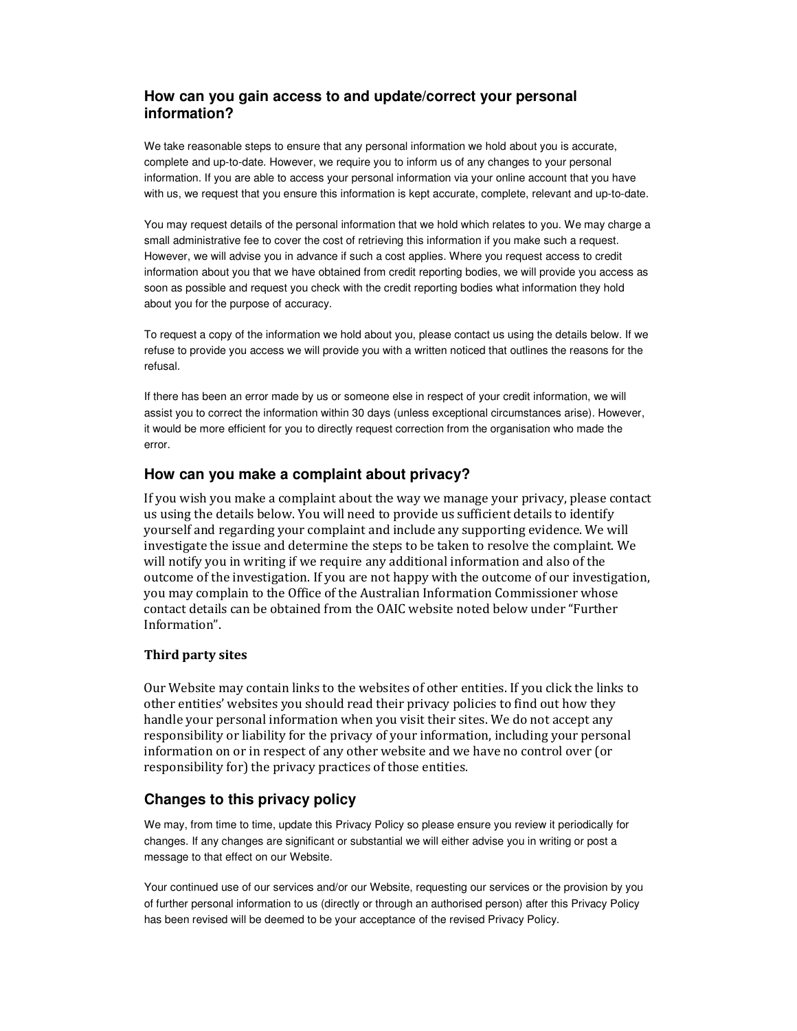## How can you gain access to and update/correct your personal information?

We take reasonable steps to ensure that any personal information we hold about you is accurate, complete and up-to-date. However, we require you to inform us of any changes to your personal information. If you are able to access your personal information via your online account that you have with us, we request that you ensure this information is kept accurate, complete, relevant and up-to-date.

You may request details of the personal information that we hold which relates to you. We may charge a small administrative fee to cover the cost of retrieving this information if you make such a request. However, we will advise you in advance if such a cost applies. Where you request access to credit information about you that we have obtained from credit reporting bodies, we will provide you access as soon as possible and request you check with the credit reporting bodies what information they hold about you for the purpose of accuracy.

To request a copy of the information we hold about you, please contact us using the details below. If we refuse to provide you access we will provide you with a written noticed that outlines the reasons for the refusal.

If there has been an error made by us or someone else in respect of your credit information, we will assist you to correct the information within 30 days (unless exceptional circumstances arise). However, it would be more efficient for you to directly request correction from the organisation who made the error.

## How can you make a complaint about privacy?

If you wish you make a complaint about the way we manage your privacy, please contact us using the details below. You will need to provide us sufficient details to identify yourself and regarding your complaint and include any supporting evidence. We will investigate the issue and determine the steps to be taken to resolve the complaint. We will notify you in writing if we require any additional information and also of the outcome of the investigation. If you are not happy with the outcome of our investigation, you may complain to the Office of the Australian Information Commissioner whose contact details can be obtained from the OAIC website noted below under "Further Information".

### Third party sites

Our Website may contain links to the websites of other entities. If you click the links to other entities' websites you should read their privacy policies to find out how they handle your personal information when you visit their sites. We do not accept any responsibility or liability for the privacy of your information, including your personal information on or in respect of any other website and we have no control over (or responsibility for) the privacy practices of those entities.

## Changes to this privacy policy

We may, from time to time, update this Privacy Policy so please ensure you review it periodically for changes. If any changes are significant or substantial we will either advise you in writing or post a message to that effect on our Website.

Your continued use of our services and/or our Website, requesting our services or the provision by you of further personal information to us (directly or through an authorised person) after this Privacy Policy has been revised will be deemed to be your acceptance of the revised Privacy Policy.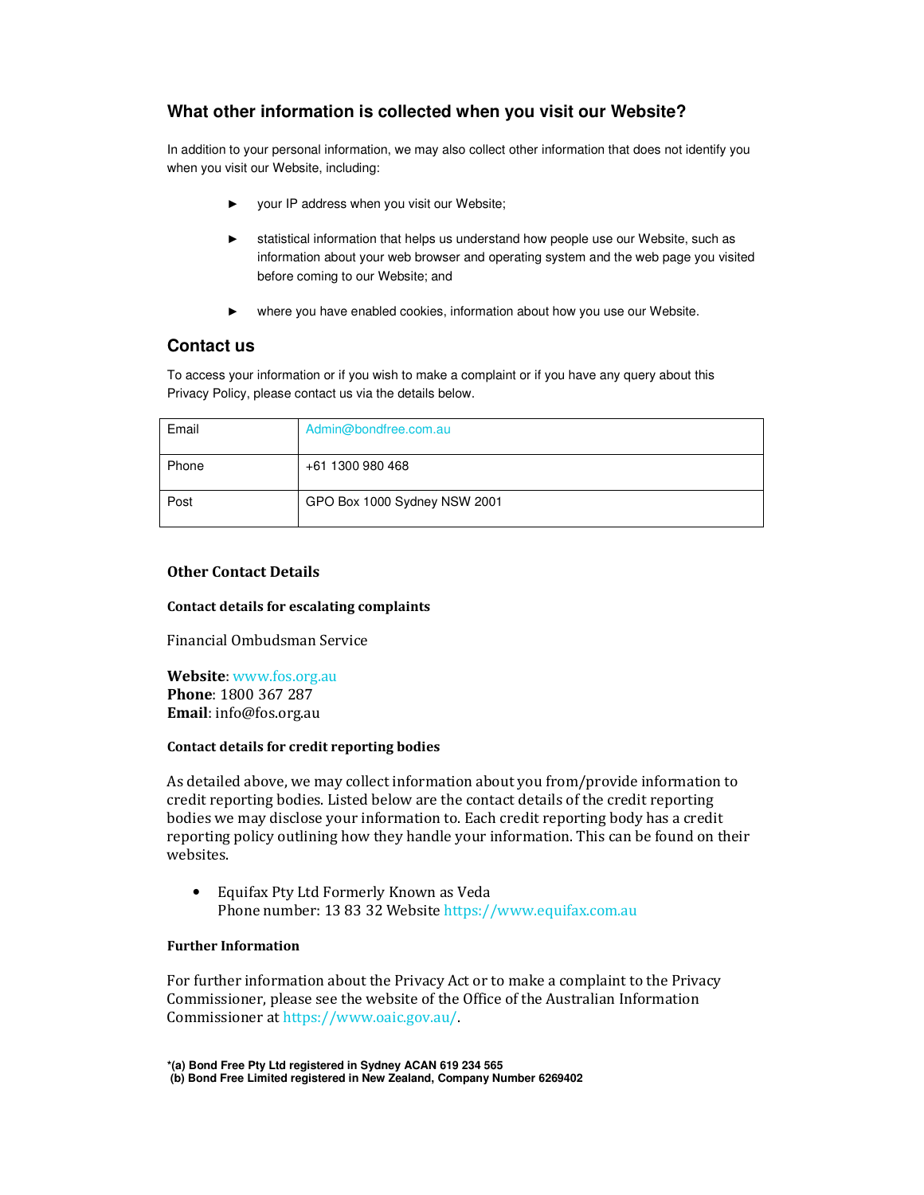## What other information is collected when you visit our Website?

In addition to your personal information, we may also collect other information that does not identify you when you visit our Website, including:

- your IP address when you visit our Website;
- statistical information that helps us understand how people use our Website, such as information about your web browser and operating system and the web page you visited before coming to our Website; and
- where you have enabled cookies, information about how you use our Website.

## Contact us

To access your information or if you wish to make a complaint or if you have any query about this Privacy Policy, please contact us via the details below.

| | |
|---|---|
| Email | Admin@bondfree.com.au |
| Phone | +61 1300 980 468 |
| Post | GPO Box 1000 Sydney NSW 2001 |

### Other Contact Details

#### Contact details for escalating complaints

Financial Ombudsman Service

**Website**: www.fos.org.au
**Phone**: 1800 367 287
**Email**: info@fos.org.au

#### Contact details for credit reporting bodies

As detailed above, we may collect information about you from/provide information to credit reporting bodies. Listed below are the contact details of the credit reporting bodies we may disclose your information to. Each credit reporting body has a credit reporting policy outlining how they handle your information. This can be found on their websites.

- Equifax Pty Ltd Formerly Known as Veda
  Phone number: 13 83 32 Website https://www.equifax.com.au

#### Further Information

For further information about the Privacy Act or to make a complaint to the Privacy Commissioner, please see the website of the Office of the Australian Information Commissioner at https://www.oaic.gov.au/.

**\*(a) Bond Free Pty Ltd registered in Sydney ACAN 619 234 565**
**(b) Bond Free Limited registered in New Zealand, Company Number 6269402**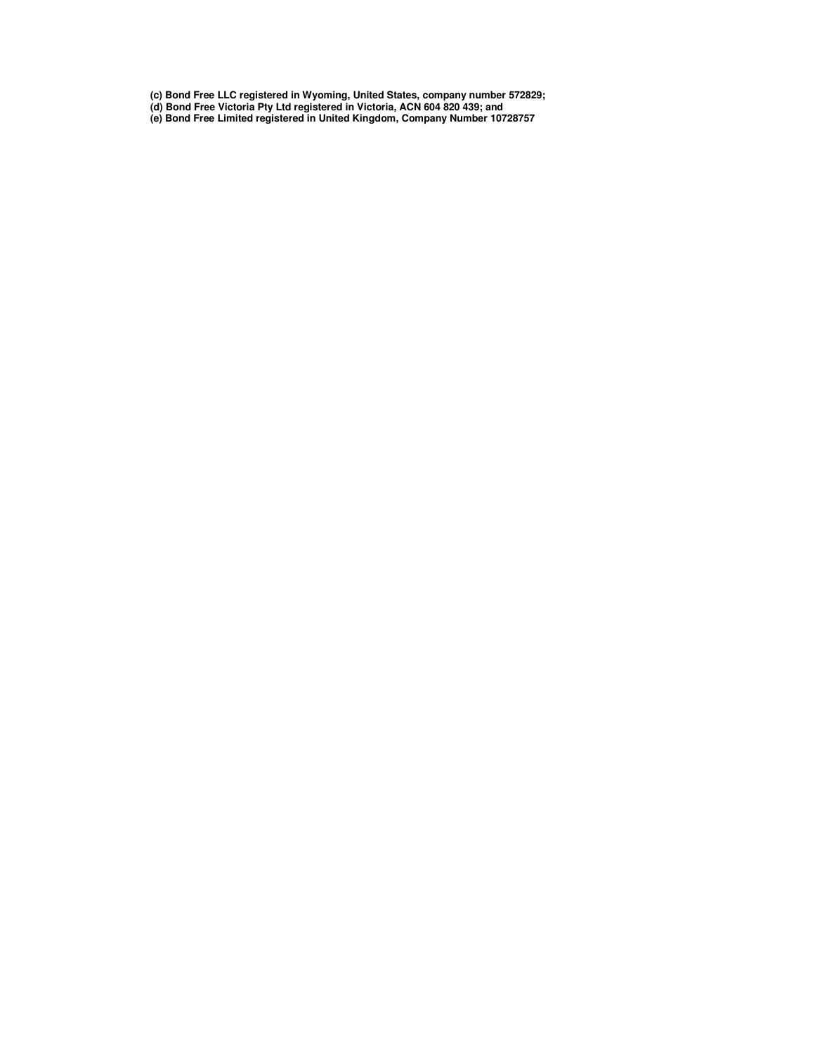**(c) Bond Free LLC registered in Wyoming, United States, company number 572829;**
**(d) Bond Free Victoria Pty Ltd registered in Victoria, ACN 604 820 439; and**
**(e) Bond Free Limited registered in United Kingdom, Company Number 10728757**